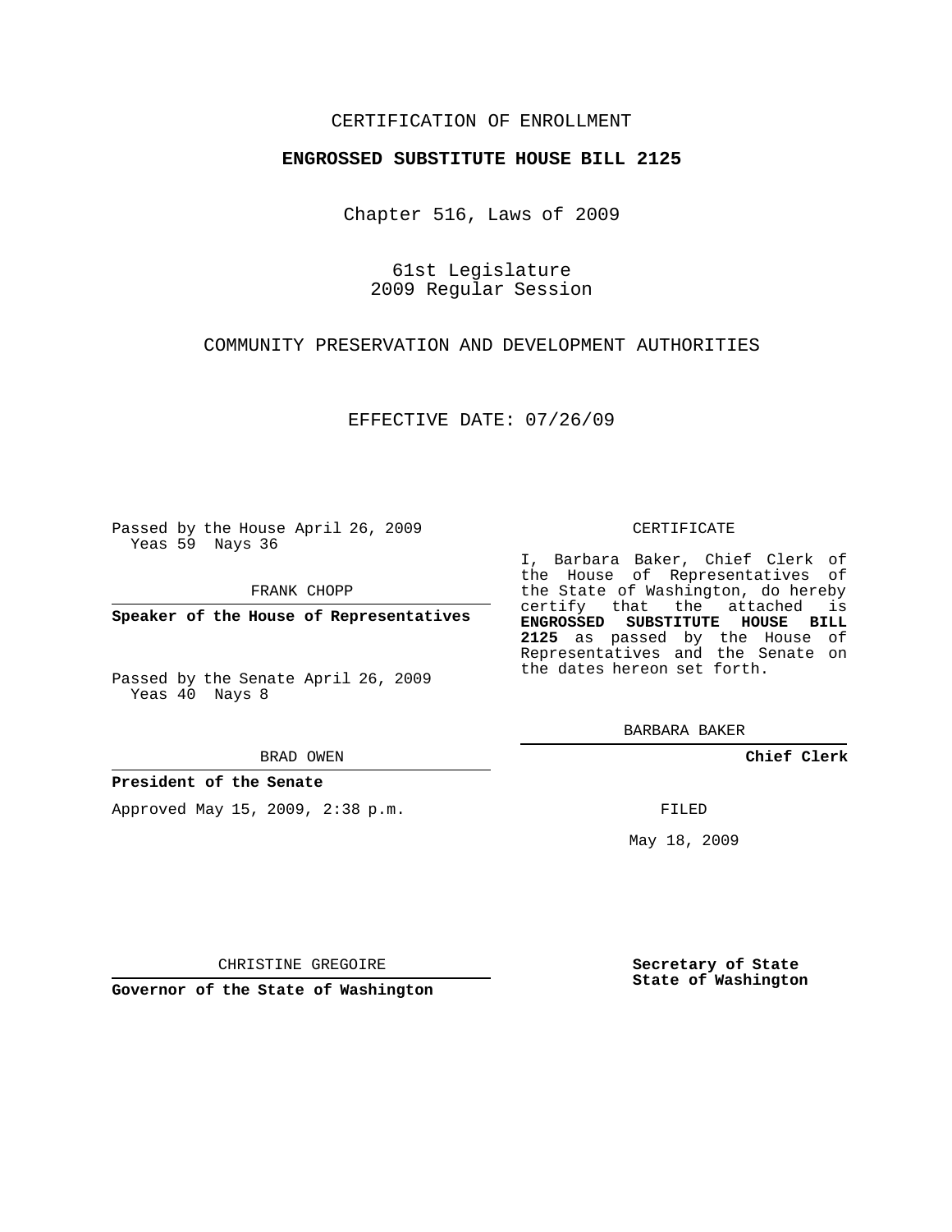CERTIFICATION OF ENROLLMENT

**ENGROSSED SUBSTITUTE HOUSE BILL 2125**

Chapter 516, Laws of 2009

61st Legislature
2009 Regular Session

COMMUNITY PRESERVATION AND DEVELOPMENT AUTHORITIES

EFFECTIVE DATE: 07/26/09

Passed by the House April 26, 2009
Yeas 59 Nays 36

FRANK CHOPP

**Speaker of the House of Representatives**

Passed by the Senate April 26, 2009
Yeas 40 Nays 8

BRAD OWEN

**President of the Senate**

Approved May 15, 2009, 2:38 p.m.

CHRISTINE GREGOIRE

**Governor of the State of Washington**

CERTIFICATE

I, Barbara Baker, Chief Clerk of the House of Representatives of the State of Washington, do hereby certify that the attached is **ENGROSSED SUBSTITUTE HOUSE BILL 2125** as passed by the House of Representatives and the Senate on the dates hereon set forth.

BARBARA BAKER

**Chief Clerk**

FILED

May 18, 2009

**Secretary of State**
**State of Washington**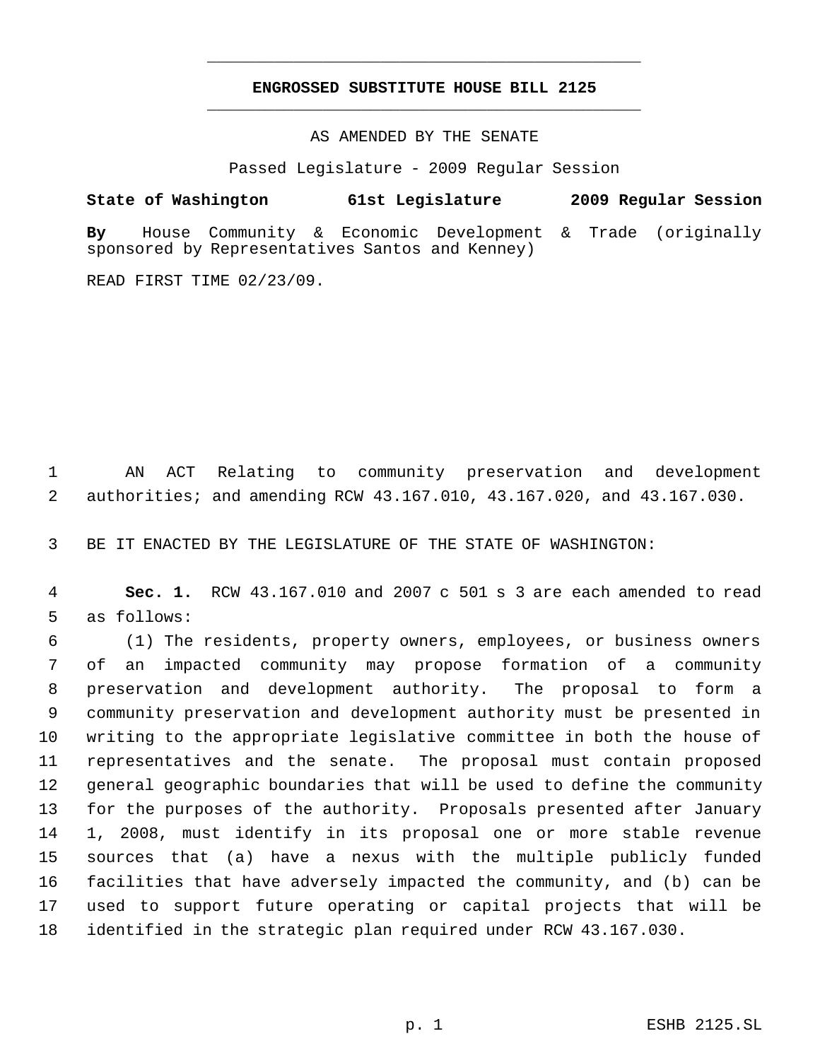**ENGROSSED SUBSTITUTE HOUSE BILL 2125**

AS AMENDED BY THE SENATE

Passed Legislature - 2009 Regular Session

**State of Washington 61st Legislature 2009 Regular Session**

**By** House Community & Economic Development & Trade (originally sponsored by Representatives Santos and Kenney)

READ FIRST TIME 02/23/09.

AN ACT Relating to community preservation and development authorities; and amending RCW 43.167.010, 43.167.020, and 43.167.030.

BE IT ENACTED BY THE LEGISLATURE OF THE STATE OF WASHINGTON:

**Sec. 1.** RCW 43.167.010 and 2007 c 501 s 3 are each amended to read as follows:

(1) The residents, property owners, employees, or business owners of an impacted community may propose formation of a community preservation and development authority. The proposal to form a community preservation and development authority must be presented in writing to the appropriate legislative committee in both the house of representatives and the senate. The proposal must contain proposed general geographic boundaries that will be used to define the community for the purposes of the authority. Proposals presented after January 1, 2008, must identify in its proposal one or more stable revenue sources that (a) have a nexus with the multiple publicly funded facilities that have adversely impacted the community, and (b) can be used to support future operating or capital projects that will be identified in the strategic plan required under RCW 43.167.030.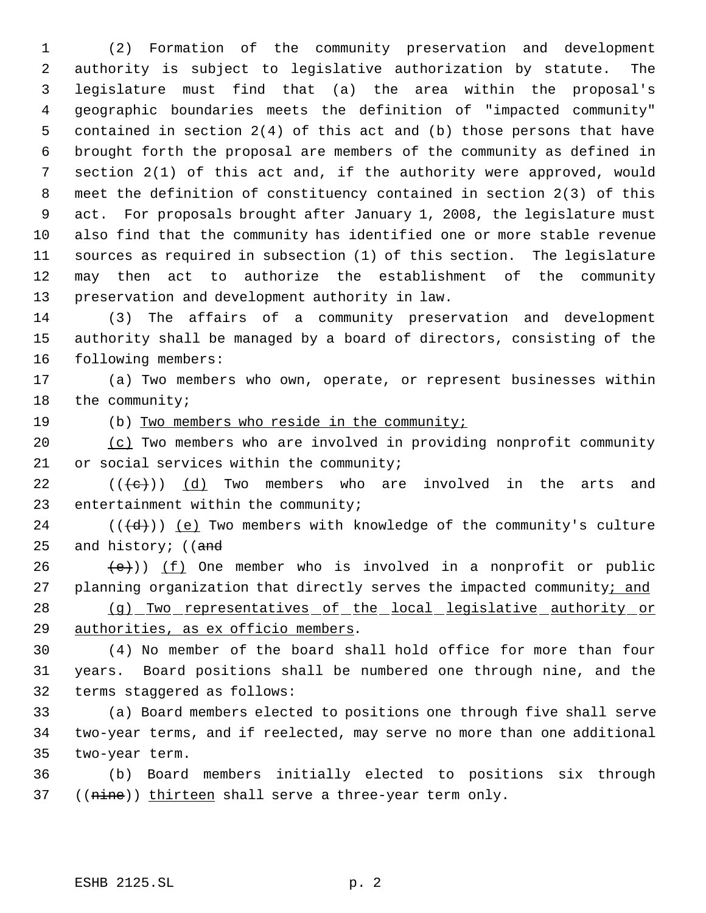(2) Formation of the community preservation and development authority is subject to legislative authorization by statute. The legislature must find that (a) the area within the proposal's geographic boundaries meets the definition of "impacted community" contained in section 2(4) of this act and (b) those persons that have brought forth the proposal are members of the community as defined in section 2(1) of this act and, if the authority were approved, would meet the definition of constituency contained in section 2(3) of this act. For proposals brought after January 1, 2008, the legislature must also find that the community has identified one or more stable revenue sources as required in subsection (1) of this section. The legislature may then act to authorize the establishment of the community preservation and development authority in law.

(3) The affairs of a community preservation and development authority shall be managed by a board of directors, consisting of the following members:

(a) Two members who own, operate, or represent businesses within the community;

(b) Two members who reside in the community;

(c) Two members who are involved in providing nonprofit community or social services within the community;

(((c))) (d) Two members who are involved in the arts and entertainment within the community;

(((d))) (e) Two members with knowledge of the community's culture and history; ((and

(e))) (f) One member who is involved in a nonprofit or public planning organization that directly serves the impacted community; and

(g) Two representatives of the local legislative authority or authorities, as ex officio members.

(4) No member of the board shall hold office for more than four years. Board positions shall be numbered one through nine, and the terms staggered as follows:

(a) Board members elected to positions one through five shall serve two-year terms, and if reelected, may serve no more than one additional two-year term.

(b) Board members initially elected to positions six through ((nine)) thirteen shall serve a three-year term only.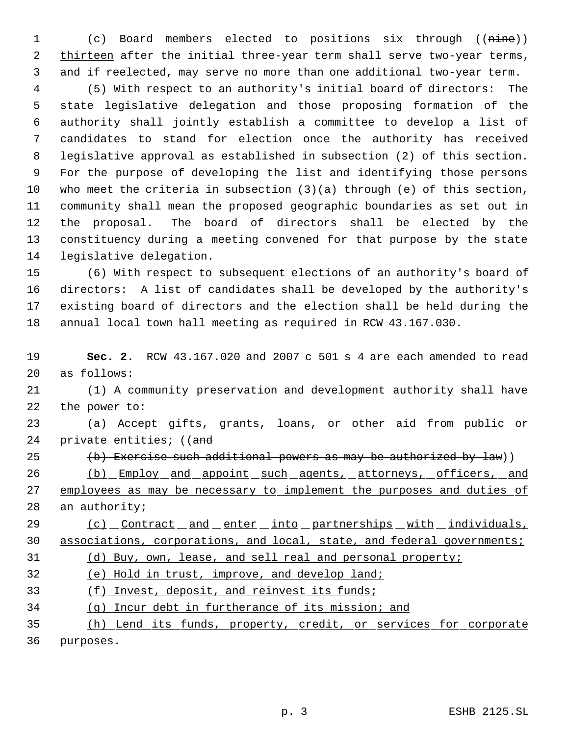(c) Board members elected to positions six through ((~~nine~~)) thirteen after the initial three-year term shall serve two-year terms, and if reelected, may serve no more than one additional two-year term.

(5) With respect to an authority's initial board of directors: The state legislative delegation and those proposing formation of the authority shall jointly establish a committee to develop a list of candidates to stand for election once the authority has received legislative approval as established in subsection (2) of this section. For the purpose of developing the list and identifying those persons who meet the criteria in subsection (3)(a) through (e) of this section, community shall mean the proposed geographic boundaries as set out in the proposal. The board of directors shall be elected by the constituency during a meeting convened for that purpose by the state legislative delegation.

(6) With respect to subsequent elections of an authority's board of directors: A list of candidates shall be developed by the authority's existing board of directors and the election shall be held during the annual local town hall meeting as required in RCW 43.167.030.

**Sec. 2.** RCW 43.167.020 and 2007 c 501 s 4 are each amended to read as follows:

(1) A community preservation and development authority shall have the power to:

(a) Accept gifts, grants, loans, or other aid from public or private entities; ((~~and~~

~~(b) Exercise such additional powers as may be authorized by law~~))

(b) Employ and appoint such agents, attorneys, officers, and employees as may be necessary to implement the purposes and duties of an authority;

(c) Contract and enter into partnerships with individuals, associations, corporations, and local, state, and federal governments;

(d) Buy, own, lease, and sell real and personal property;

(e) Hold in trust, improve, and develop land;

(f) Invest, deposit, and reinvest its funds;

(g) Incur debt in furtherance of its mission; and

(h) Lend its funds, property, credit, or services for corporate purposes.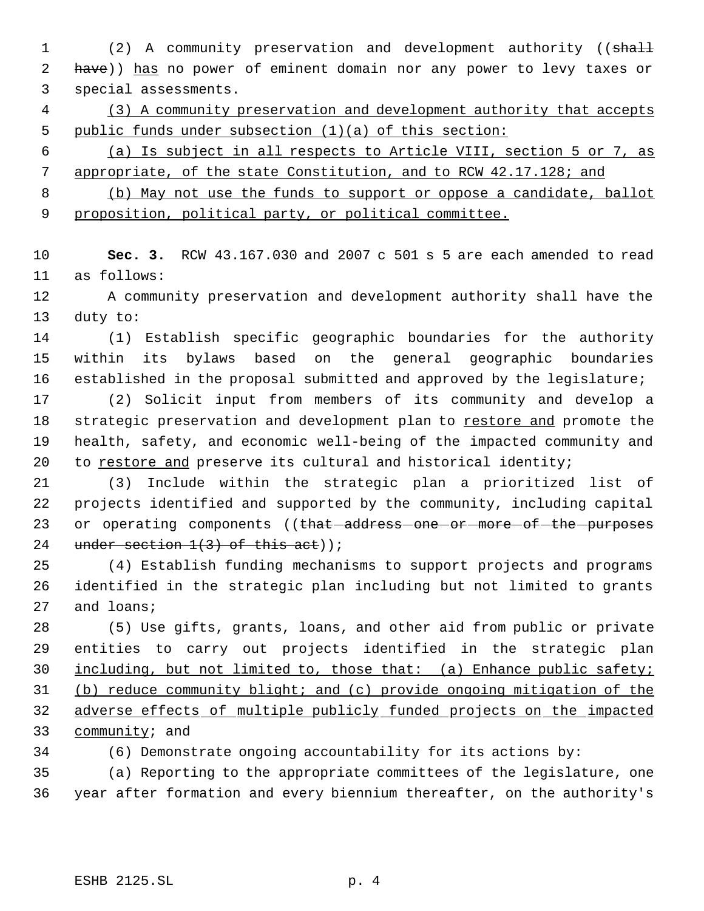(2) A community preservation and development authority ((~~shall have~~)) <u>has</u> no power of eminent domain nor any power to levy taxes or special assessments.

<u>(3) A community preservation and development authority that accepts public funds under subsection (1)(a) of this section:</u>

<u>(a) Is subject in all respects to Article VIII, section 5 or 7, as appropriate, of the state Constitution, and to RCW 42.17.128; and</u>

<u>(b) May not use the funds to support or oppose a candidate, ballot proposition, political party, or political committee.</u>

**Sec. 3.** RCW 43.167.030 and 2007 c 501 s 5 are each amended to read as follows:

A community preservation and development authority shall have the duty to:

(1) Establish specific geographic boundaries for the authority within its bylaws based on the general geographic boundaries established in the proposal submitted and approved by the legislature;

(2) Solicit input from members of its community and develop a strategic preservation and development plan to <u>restore and</u> promote the health, safety, and economic well-being of the impacted community and to <u>restore and</u> preserve its cultural and historical identity;

(3) Include within the strategic plan a prioritized list of projects identified and supported by the community, including capital or operating components ((~~that address one or more of the purposes under section 1(3) of this act~~));

(4) Establish funding mechanisms to support projects and programs identified in the strategic plan including but not limited to grants and loans;

(5) Use gifts, grants, loans, and other aid from public or private entities to carry out projects identified in the strategic plan <u>including, but not limited to, those that: (a) Enhance public safety; (b) reduce community blight; and (c) provide ongoing mitigation of the adverse effects of multiple publicly funded projects on the impacted community</u>; and

(6) Demonstrate ongoing accountability for its actions by:

(a) Reporting to the appropriate committees of the legislature, one year after formation and every biennium thereafter, on the authority's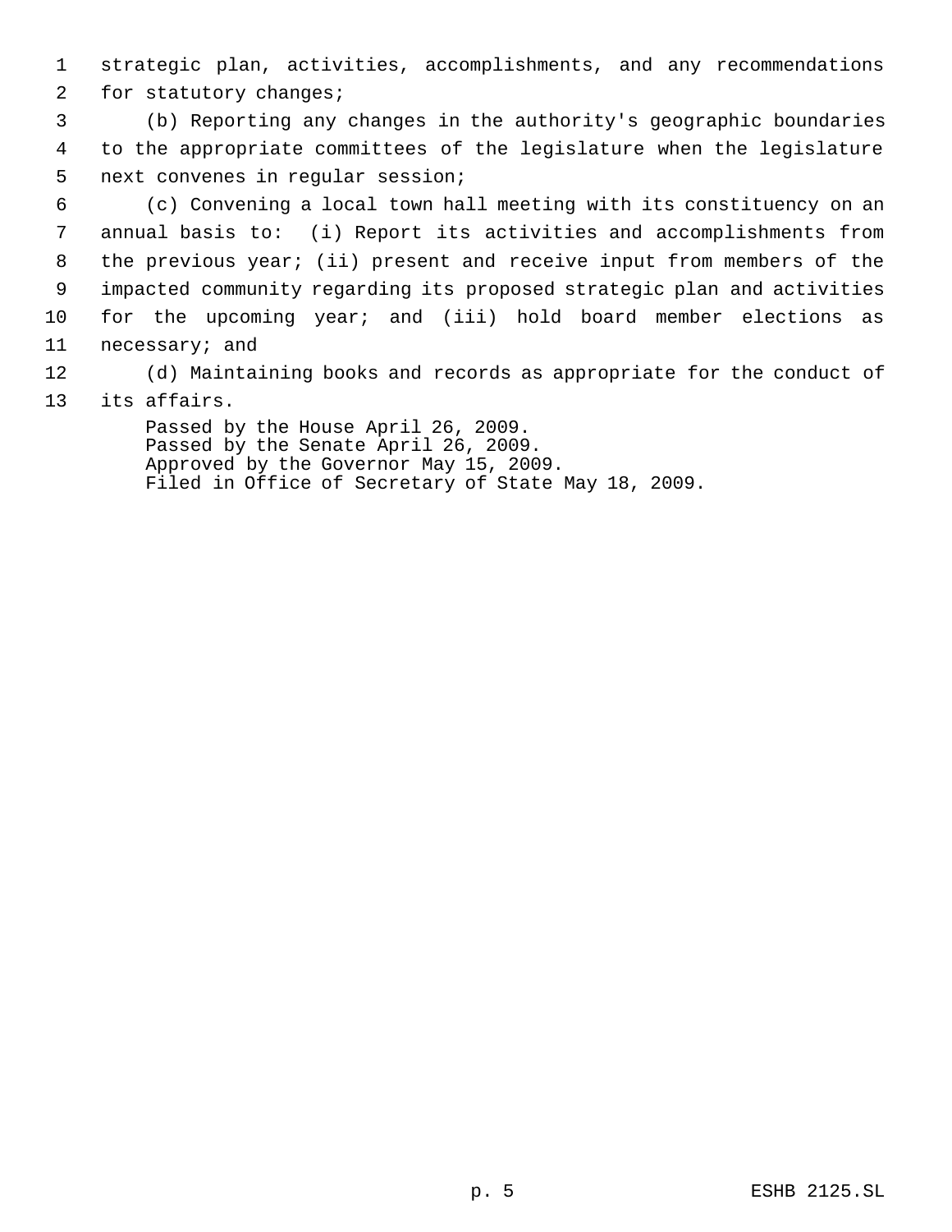strategic plan, activities, accomplishments, and any recommendations for statutory changes;

(b) Reporting any changes in the authority's geographic boundaries to the appropriate committees of the legislature when the legislature next convenes in regular session;

(c) Convening a local town hall meeting with its constituency on an annual basis to: (i) Report its activities and accomplishments from the previous year; (ii) present and receive input from members of the impacted community regarding its proposed strategic plan and activities for the upcoming year; and (iii) hold board member elections as necessary; and

(d) Maintaining books and records as appropriate for the conduct of its affairs.

Passed by the House April 26, 2009.
Passed by the Senate April 26, 2009.
Approved by the Governor May 15, 2009.
Filed in Office of Secretary of State May 18, 2009.